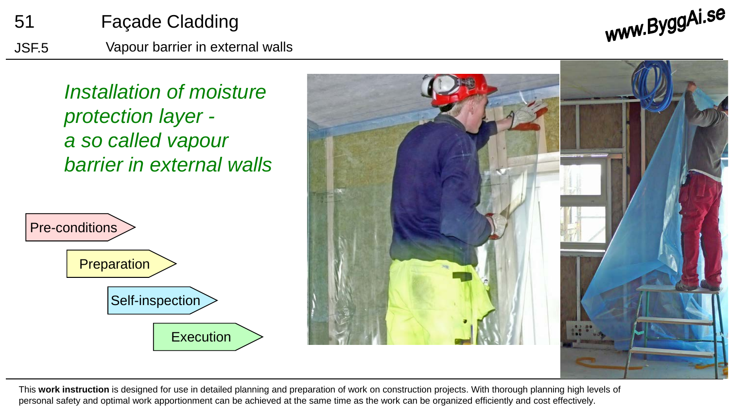51 Façade Cladding

JSF.5 Vapour barrier in external walls

www.ByggAi.se

*Installation of moisture protection layer - a so called vapour barrier in external walls*

- Pre-conditions
- Preparation
- Self-inspection
- Execution

This **work instruction** is designed for use in detailed planning and preparation of work on construction projects. With thorough planning high levels of personal safety and optimal work apportionment can be achieved at the same time as the work can be organized efficiently and cost effectively.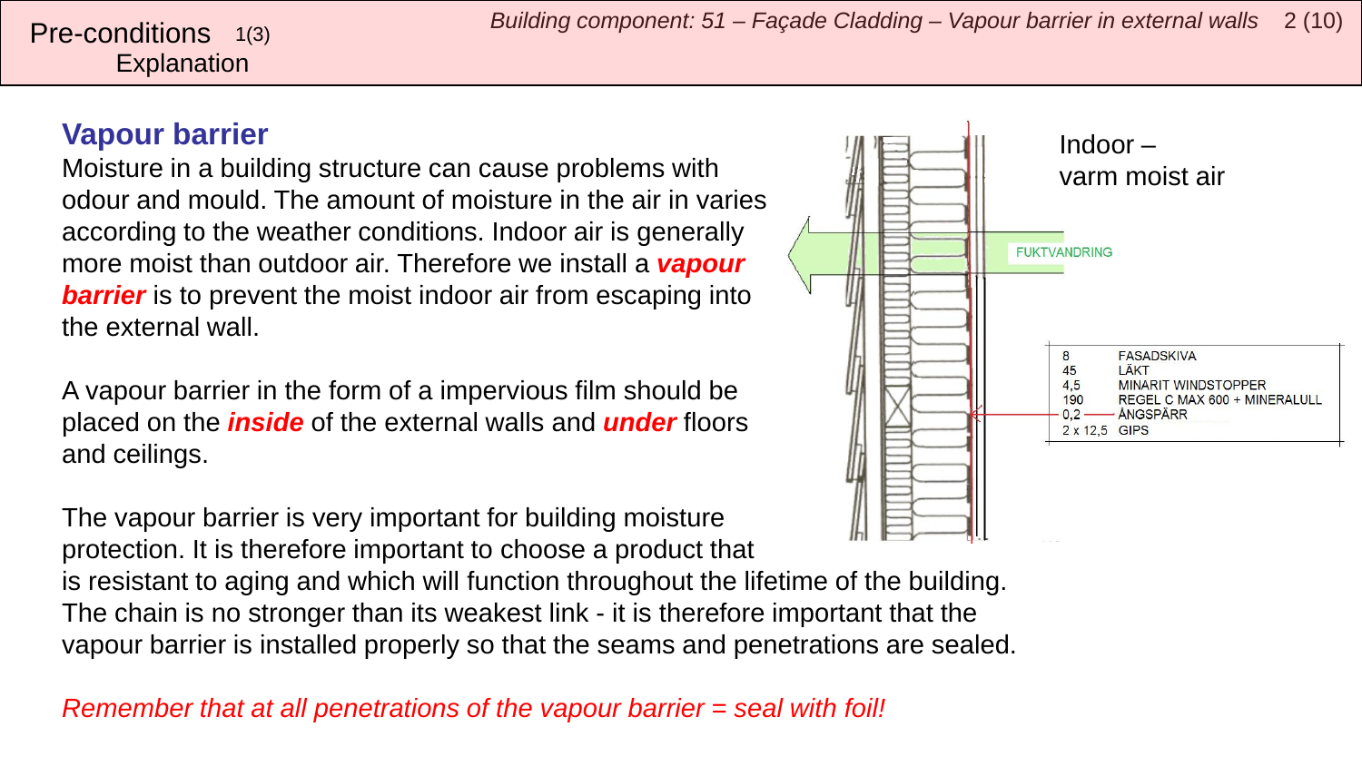Pre-conditions 1(3)
Explanation

## Vapour barrier

Moisture in a building structure can cause problems with odour and mould. The amount of moisture in the air in varies according to the weather conditions. Indoor air is generally more moist than outdoor air. Therefore we install a ***vapour barrier*** is to prevent the moist indoor air from escaping into the external wall.

A vapour barrier in the form of a impervious film should be placed on the ***inside*** of the external walls and ***under*** floors and ceilings.

The vapour barrier is very important for building moisture protection. It is therefore important to choose a product that is resistant to aging and which will function throughout the lifetime of the building. The chain is no stronger than its weakest link - it is therefore important that the vapour barrier is installed properly so that the seams and penetrations are sealed.

Indoor – varm moist air

FUKTVANDRING

| | |
|---|---|
| 8 | FASADSKIVA |
| 45 | LÄKT |
| 4,5 | MINARIT WINDSTOPPER |
| 190 | REGEL C MAX 600 + MINERALULL |
| 0,2 | ÅNGSPÄRR |
| 2 x 12,5 | GIPS |

*Remember that at all penetrations of the vapour barrier = seal with foil!*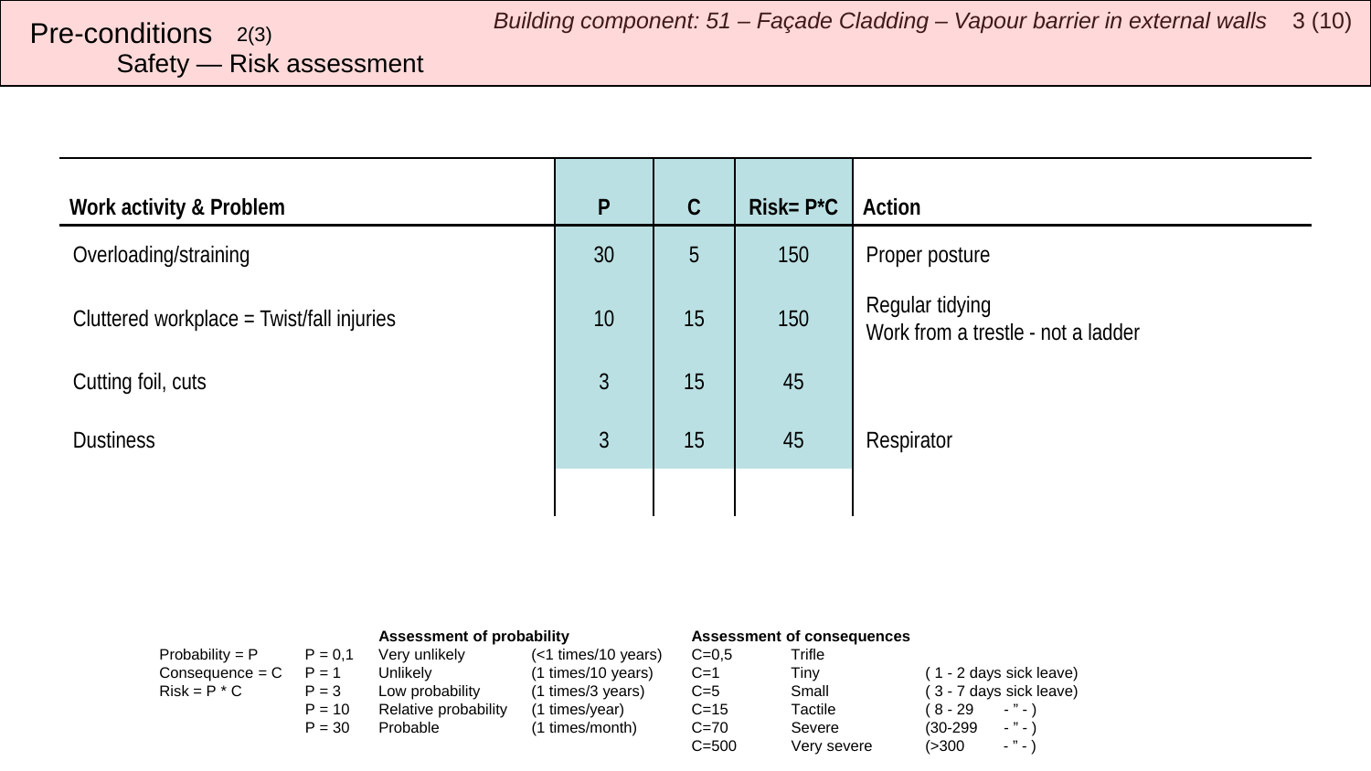# Pre-conditions 2(3)

## Safety — Risk assessment

*Building component: 51 – Façade Cladding – Vapour barrier in external walls*

| Work activity & Problem | P | C | Risk= P*C | Action |
|---|---|---|---|---|
| Overloading/straining | 30 | 5 | 150 | Proper posture |
| Cluttered workplace = Twist/fall injuries | 10 | 15 | 150 | Regular tidying<br>Work from a trestle - not a ladder |
| Cutting foil, cuts | 3 | 15 | 45 | |
| Dustiness | 3 | 15 | 45 | Respirator |
| | | | | |

| | | Assessment of probability | | Assessment of consequences | | |
|---|---|---|---|---|---|---|
| Probability = P | P = 0,1 | Very unlikely | (<1 times/10 years) | C=0,5 | Trifle | |
| Consequence = C | P = 1 | Unlikely | (1 times/10 years) | C=1 | Tiny | ( 1 - 2 days sick leave) |
| Risk = P * C | P = 3 | Low probability | (1 times/3 years) | C=5 | Small | ( 3 - 7 days sick leave) |
| | P = 10 | Relative probability | (1 times/year) | C=15 | Tactile | ( 8 - 29 - ” - ) |
| | P = 30 | Probable | (1 times/month) | C=70 | Severe | (30-299 - ” - ) |
| | | | | C=500 | Very severe | (>300 - ” - ) |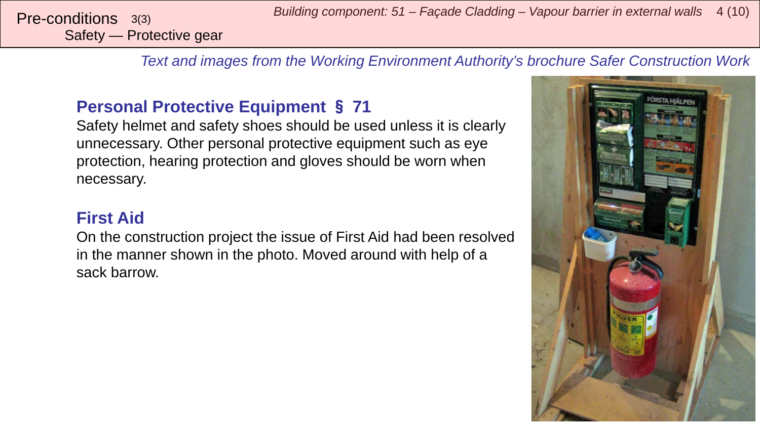Pre-conditions 3(3)
Safety — Protective gear

*Text and images from the Working Environment Authority's brochure Safer Construction Work*

## Personal Protective Equipment § 71

Safety helmet and safety shoes should be used unless it is clearly unnecessary. Other personal protective equipment such as eye protection, hearing protection and gloves should be worn when necessary.

## First Aid

On the construction project the issue of First Aid had been resolved in the manner shown in the photo. Moved around with help of a sack barrow.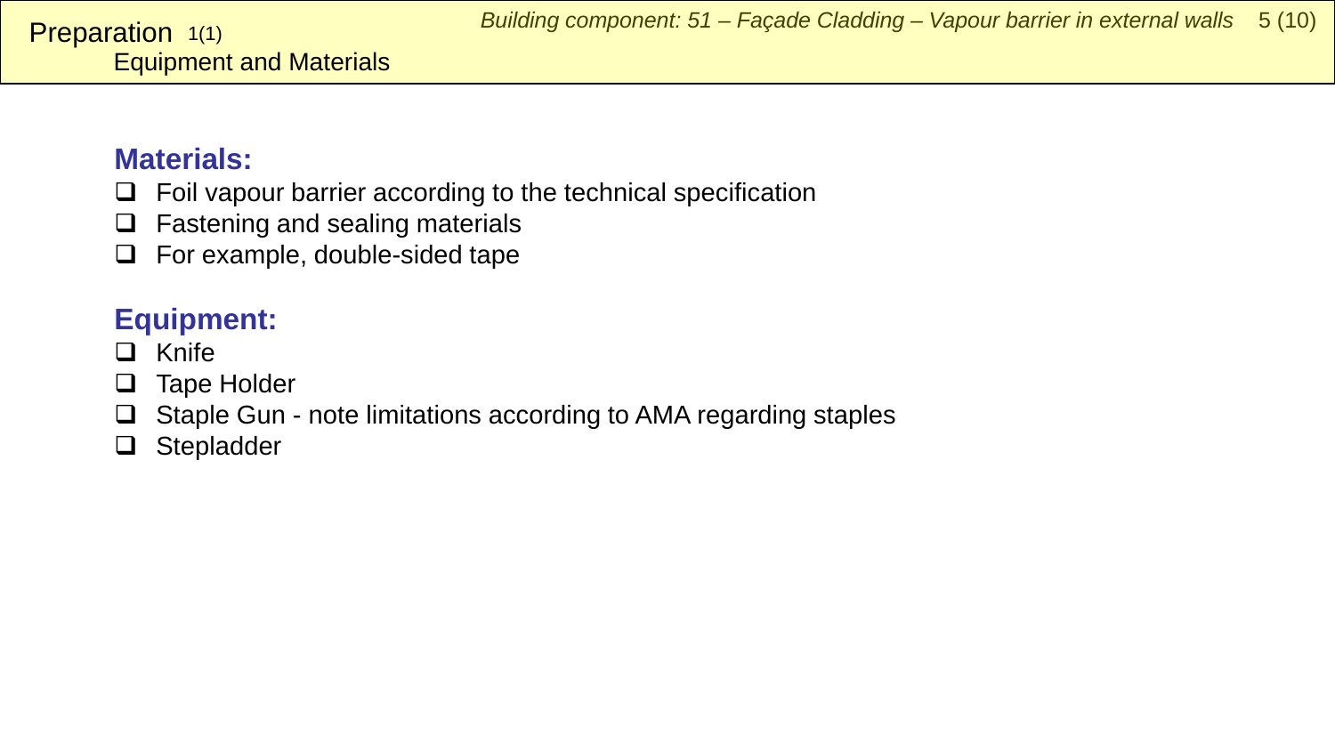# Preparation 1(1)
## Equipment and Materials

### Materials:
- Foil vapour barrier according to the technical specification
- Fastening and sealing materials
- For example, double-sided tape

### Equipment:
- Knife
- Tape Holder
- Staple Gun - note limitations according to AMA regarding staples
- Stepladder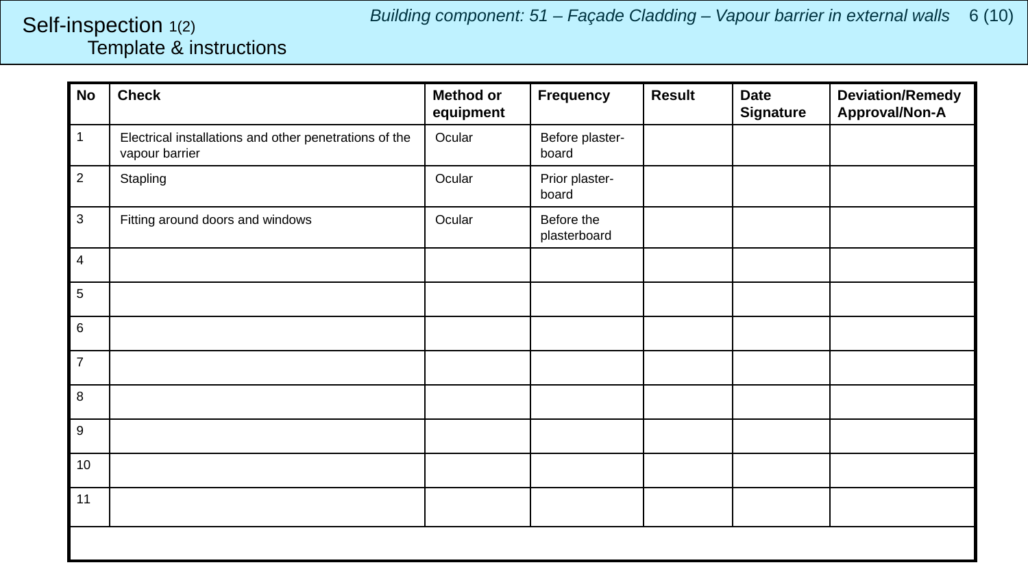# Self-inspection 1(2)

## Template & instructions

*Building component: 51 – Façade Cladding – Vapour barrier in external walls*

| No | Check | Method or equipment | Frequency | Result | Date Signature | Deviation/Remedy Approval/Non-A |
|---|---|---|---|---|---|---|
| 1 | Electrical installations and other penetrations of the vapour barrier | Ocular | Before plaster-board | | | |
| 2 | Stapling | Ocular | Prior plaster-board | | | |
| 3 | Fitting around doors and windows | Ocular | Before the plasterboard | | | |
| 4 | | | | | | |
| 5 | | | | | | |
| 6 | | | | | | |
| 7 | | | | | | |
| 8 | | | | | | |
| 9 | | | | | | |
| 10 | | | | | | |
| 11 | | | | | | |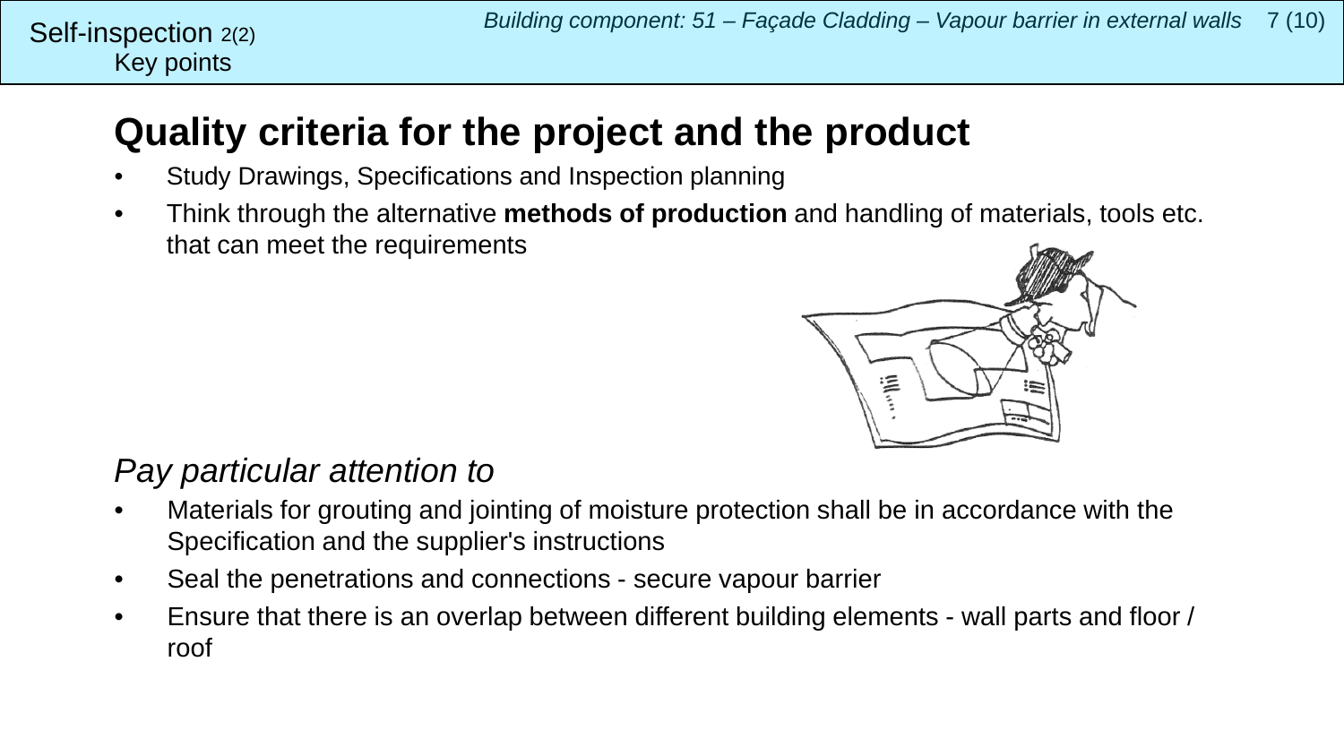Self-inspection 2(2)
Key points

# Quality criteria for the project and the product

- Study Drawings, Specifications and Inspection planning
- Think through the alternative **methods of production** and handling of materials, tools etc. that can meet the requirements

*Pay particular attention to*

- Materials for grouting and jointing of moisture protection shall be in accordance with the Specification and the supplier's instructions
- Seal the penetrations and connections - secure vapour barrier
- Ensure that there is an overlap between different building elements - wall parts and floor / roof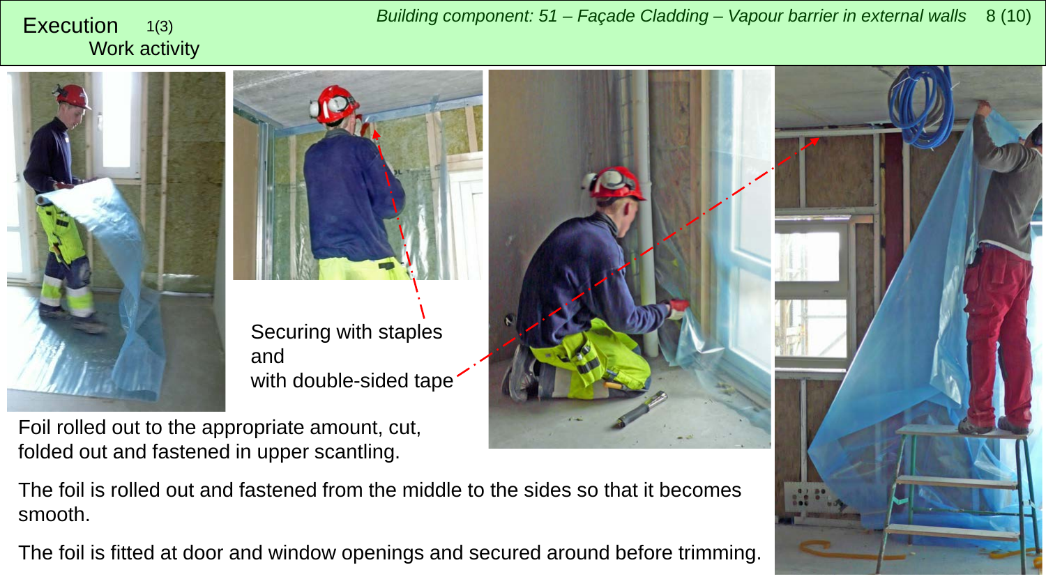# Execution 1(3)

## Work activity

*Building component: 51 – Façade Cladding – Vapour barrier in external walls*

Securing with staples and with double-sided tape

Foil rolled out to the appropriate amount, cut, folded out and fastened in upper scantling.

The foil is rolled out and fastened from the middle to the sides so that it becomes smooth.

The foil is fitted at door and window openings and secured around before trimming.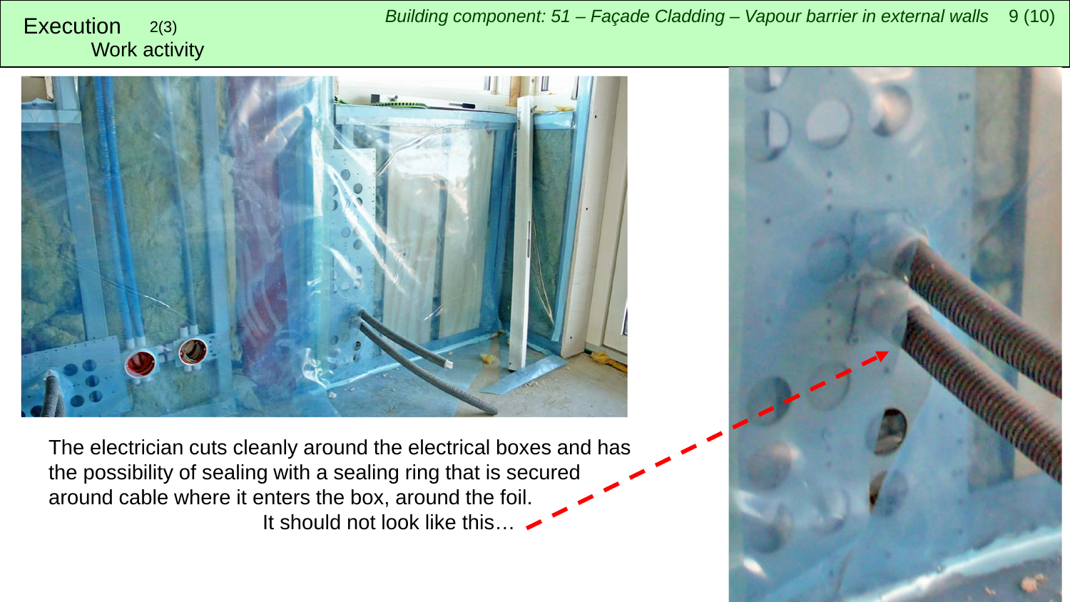# Execution 2(3)

## Work activity

The electrician cuts cleanly around the electrical boxes and has the possibility of sealing with a sealing ring that is secured around cable where it enters the box, around the foil.

It should not look like this…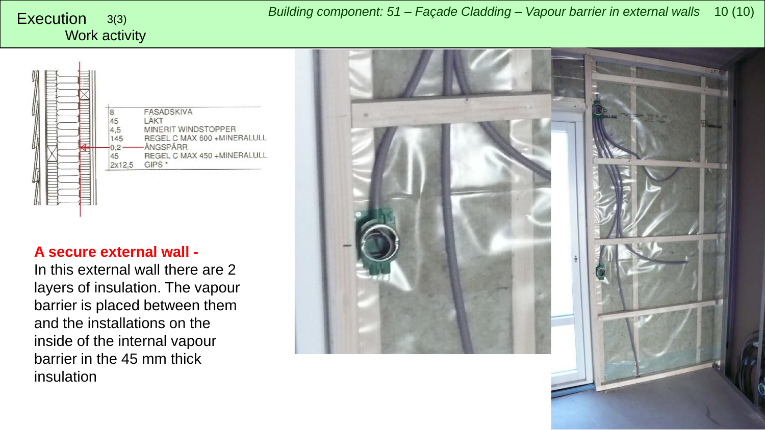# Execution 3(3)

## Work activity

| | |
|---|---|
| 8 | FASADSKIVA |
| 45 | LÄKT |
| 4,5 | MINERIT WINDSTOPPER |
| 145 | REGEL C MAX 600 +MINERALULL |
| 0,2 | ÅNGSPÄRR |
| 45 | REGEL C MAX 450 +MINERALULL |
| 2x12,5 | GIPS * |

**A secure external wall -**

In this external wall there are 2 layers of insulation. The vapour barrier is placed between them and the installations on the inside of the internal vapour barrier in the 45 mm thick insulation